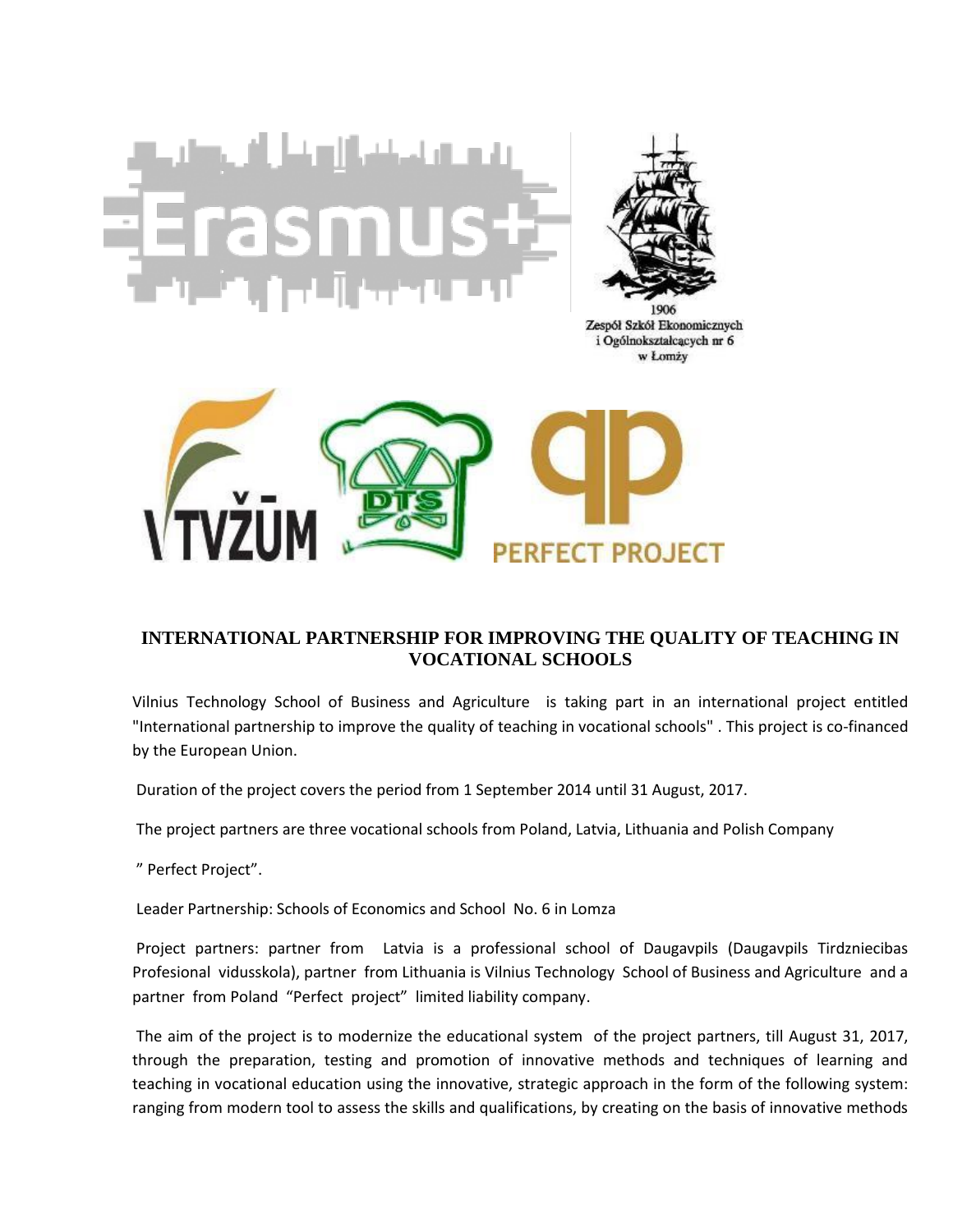1906
Zespół Szkół Ekonomicznych
i Ogólnokształcących nr 6
w Łomży

## INTERNATIONAL PARTNERSHIP FOR IMPROVING THE QUALITY OF TEACHING IN VOCATIONAL SCHOOLS

Vilnius Technology School of Business and Agriculture is taking part in an international project entitled "International partnership to improve the quality of teaching in vocational schools" . This project is co-financed by the European Union.

Duration of the project covers the period from 1 September 2014 until 31 August, 2017.

The project partners are three vocational schools from Poland, Latvia, Lithuania and Polish Company

" Perfect Project".

Leader Partnership: Schools of Economics and School No. 6 in Lomza

Project partners: partner from Latvia is a professional school of Daugavpils (Daugavpils Tirdzniecibas Profesional vidusskola), partner from Lithuania is Vilnius Technology School of Business and Agriculture and a partner from Poland "Perfect project" limited liability company.

The aim of the project is to modernize the educational system of the project partners, till August 31, 2017, through the preparation, testing and promotion of innovative methods and techniques of learning and teaching in vocational education using the innovative, strategic approach in the form of the following system: ranging from modern tool to assess the skills and qualifications, by creating on the basis of innovative methods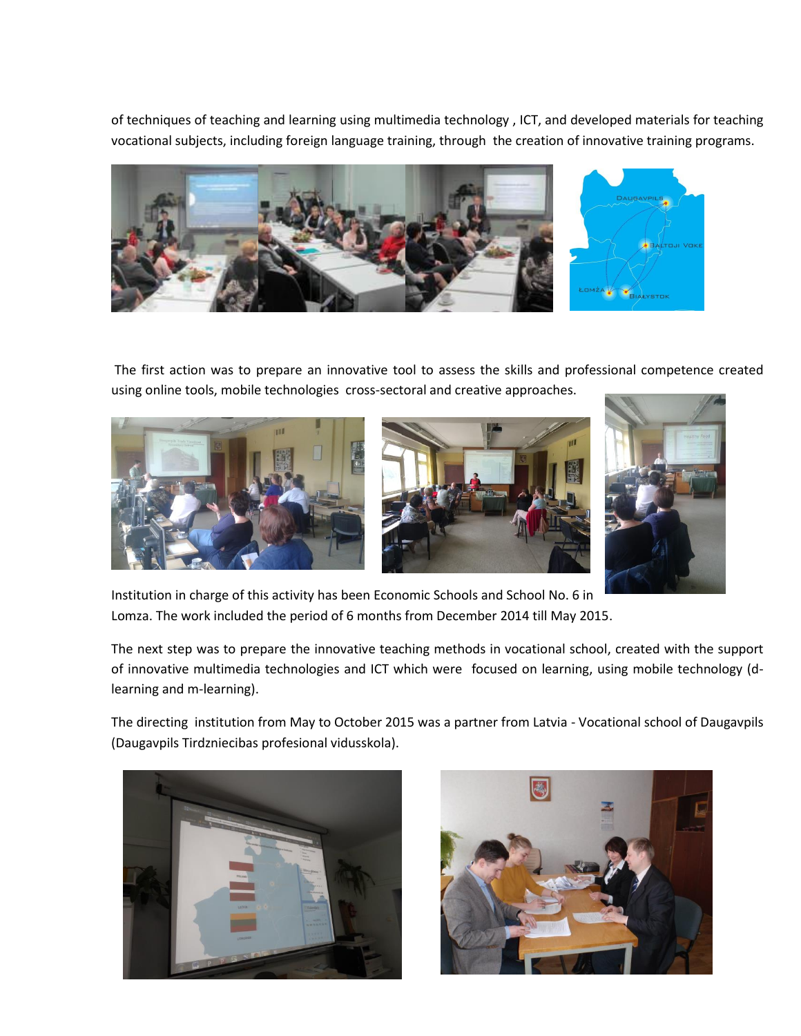of techniques of teaching and learning using multimedia technology , ICT, and developed materials for teaching vocational subjects, including foreign language training, through the creation of innovative training programs.

The first action was to prepare an innovative tool to assess the skills and professional competence created using online tools, mobile technologies cross-sectoral and creative approaches.

Institution in charge of this activity has been Economic Schools and School No. 6 in Lomza. The work included the period of 6 months from December 2014 till May 2015.

The next step was to prepare the innovative teaching methods in vocational school, created with the support of innovative multimedia technologies and ICT which were focused on learning, using mobile technology (d-learning and m-learning).

The directing institution from May to October 2015 was a partner from Latvia - Vocational school of Daugavpils (Daugavpils Tirdzniecibas profesional vidusskola).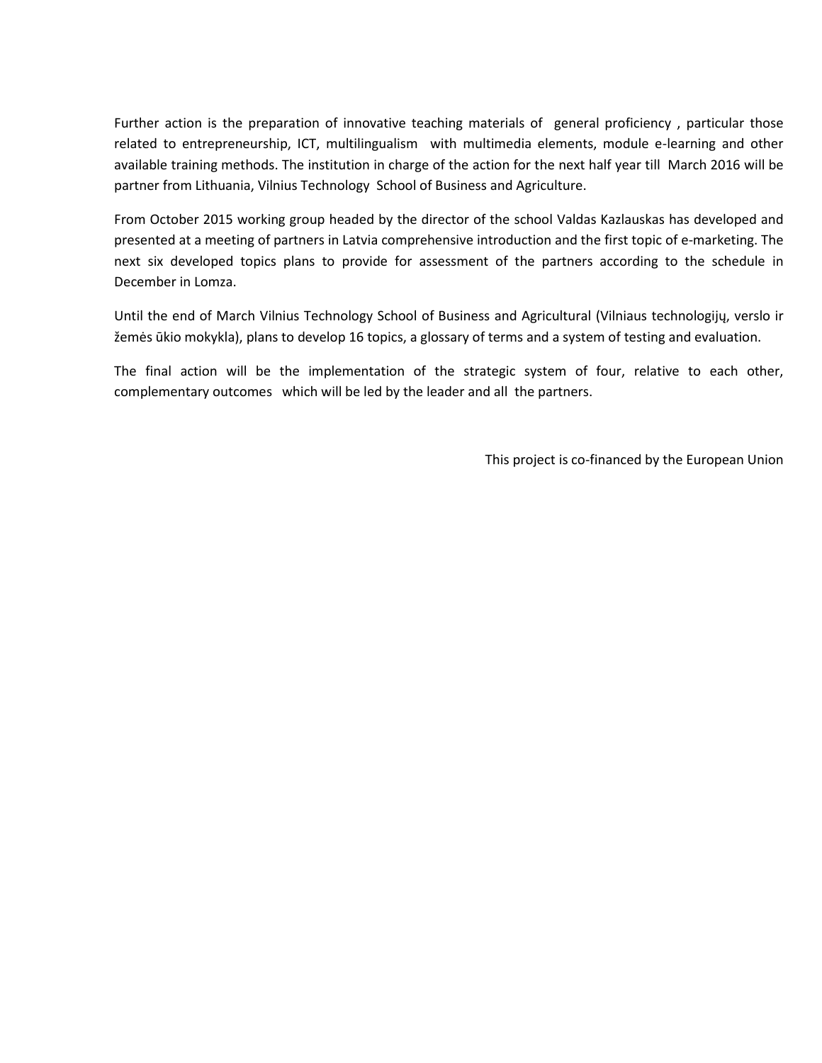Further action is the preparation of innovative teaching materials of general proficiency , particular those related to entrepreneurship, ICT, multilingualism with multimedia elements, module e-learning and other available training methods. The institution in charge of the action for the next half year till March 2016 will be partner from Lithuania, Vilnius Technology School of Business and Agriculture.

From October 2015 working group headed by the director of the school Valdas Kazlauskas has developed and presented at a meeting of partners in Latvia comprehensive introduction and the first topic of e-marketing. The next six developed topics plans to provide for assessment of the partners according to the schedule in December in Lomza.

Until the end of March Vilnius Technology School of Business and Agricultural (Vilniaus technologijų, verslo ir žemės ūkio mokykla), plans to develop 16 topics, a glossary of terms and a system of testing and evaluation.

The final action will be the implementation of the strategic system of four, relative to each other, complementary outcomes which will be led by the leader and all the partners.

This project is co-financed by the European Union